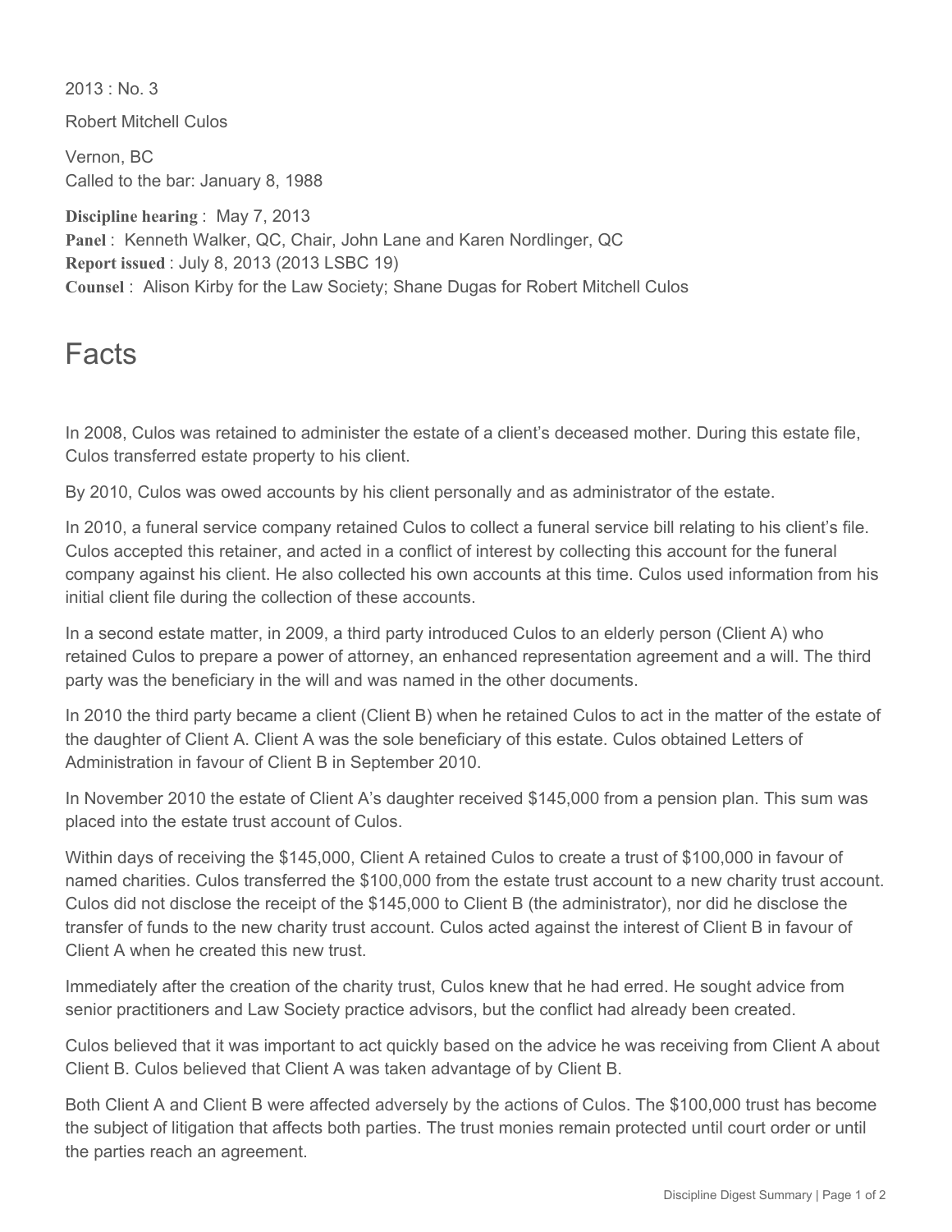2013 : No. 3

Robert Mitchell Culos

Vernon, BC
Called to the bar: January 8, 1988

**Discipline hearing** : May 7, 2013
**Panel** : Kenneth Walker, QC, Chair, John Lane and Karen Nordlinger, QC
**Report issued** : July 8, 2013 (2013 LSBC 19)
**Counsel** : Alison Kirby for the Law Society; Shane Dugas for Robert Mitchell Culos

# Facts

In 2008, Culos was retained to administer the estate of a client's deceased mother. During this estate file, Culos transferred estate property to his client.

By 2010, Culos was owed accounts by his client personally and as administrator of the estate.

In 2010, a funeral service company retained Culos to collect a funeral service bill relating to his client's file. Culos accepted this retainer, and acted in a conflict of interest by collecting this account for the funeral company against his client. He also collected his own accounts at this time. Culos used information from his initial client file during the collection of these accounts.

In a second estate matter, in 2009, a third party introduced Culos to an elderly person (Client A) who retained Culos to prepare a power of attorney, an enhanced representation agreement and a will. The third party was the beneficiary in the will and was named in the other documents.

In 2010 the third party became a client (Client B) when he retained Culos to act in the matter of the estate of the daughter of Client A. Client A was the sole beneficiary of this estate. Culos obtained Letters of Administration in favour of Client B in September 2010.

In November 2010 the estate of Client A's daughter received $145,000 from a pension plan. This sum was placed into the estate trust account of Culos.

Within days of receiving the $145,000, Client A retained Culos to create a trust of $100,000 in favour of named charities. Culos transferred the $100,000 from the estate trust account to a new charity trust account. Culos did not disclose the receipt of the $145,000 to Client B (the administrator), nor did he disclose the transfer of funds to the new charity trust account. Culos acted against the interest of Client B in favour of Client A when he created this new trust.

Immediately after the creation of the charity trust, Culos knew that he had erred. He sought advice from senior practitioners and Law Society practice advisors, but the conflict had already been created.

Culos believed that it was important to act quickly based on the advice he was receiving from Client A about Client B. Culos believed that Client A was taken advantage of by Client B.

Both Client A and Client B were affected adversely by the actions of Culos. The $100,000 trust has become the subject of litigation that affects both parties. The trust monies remain protected until court order or until the parties reach an agreement.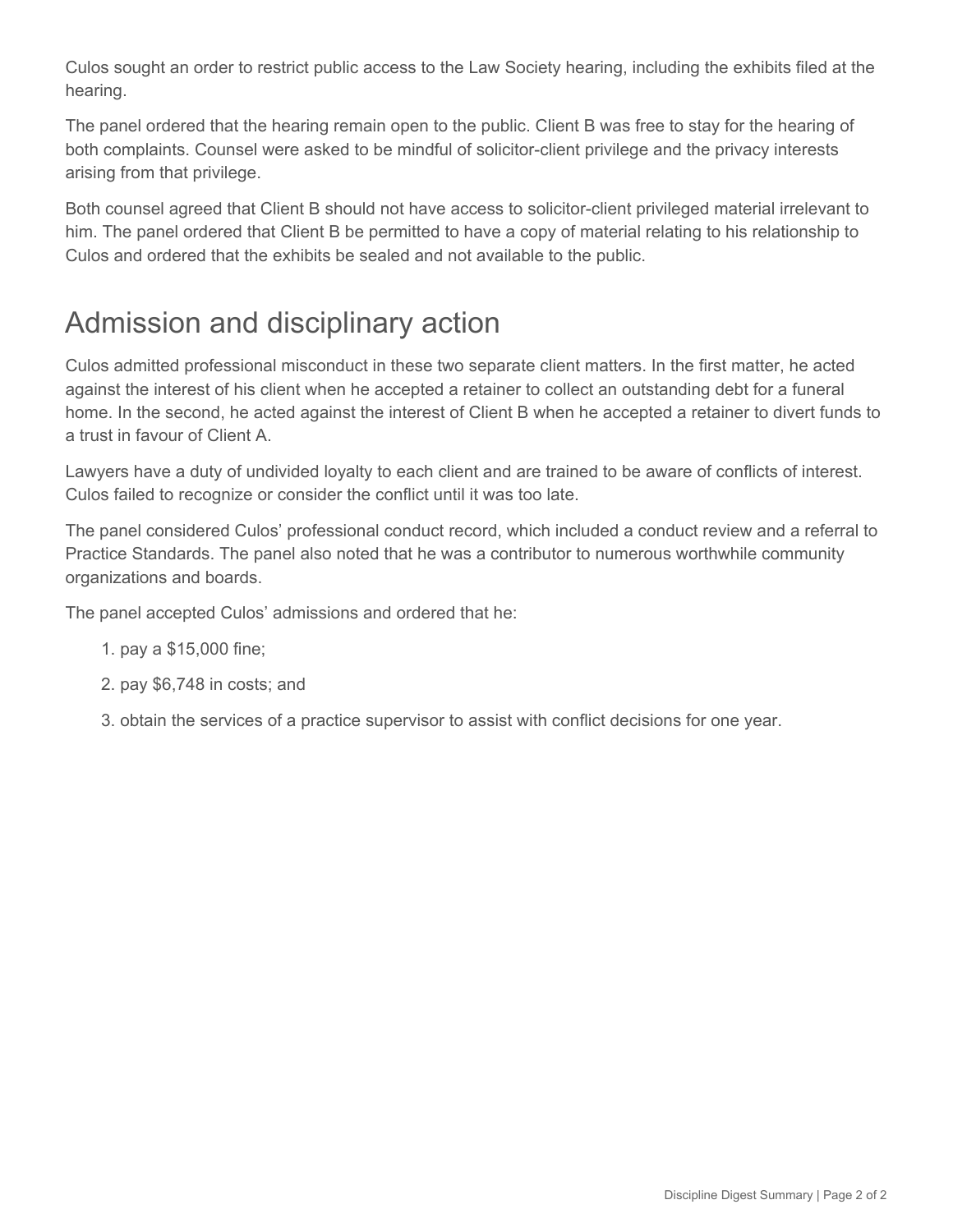Culos sought an order to restrict public access to the Law Society hearing, including the exhibits filed at the hearing.

The panel ordered that the hearing remain open to the public. Client B was free to stay for the hearing of both complaints. Counsel were asked to be mindful of solicitor-client privilege and the privacy interests arising from that privilege.

Both counsel agreed that Client B should not have access to solicitor-client privileged material irrelevant to him. The panel ordered that Client B be permitted to have a copy of material relating to his relationship to Culos and ordered that the exhibits be sealed and not available to the public.

## Admission and disciplinary action

Culos admitted professional misconduct in these two separate client matters. In the first matter, he acted against the interest of his client when he accepted a retainer to collect an outstanding debt for a funeral home. In the second, he acted against the interest of Client B when he accepted a retainer to divert funds to a trust in favour of Client A.

Lawyers have a duty of undivided loyalty to each client and are trained to be aware of conflicts of interest. Culos failed to recognize or consider the conflict until it was too late.

The panel considered Culos' professional conduct record, which included a conduct review and a referral to Practice Standards. The panel also noted that he was a contributor to numerous worthwhile community organizations and boards.

The panel accepted Culos' admissions and ordered that he:

1. pay a $15,000 fine;
2. pay $6,748 in costs; and
3. obtain the services of a practice supervisor to assist with conflict decisions for one year.